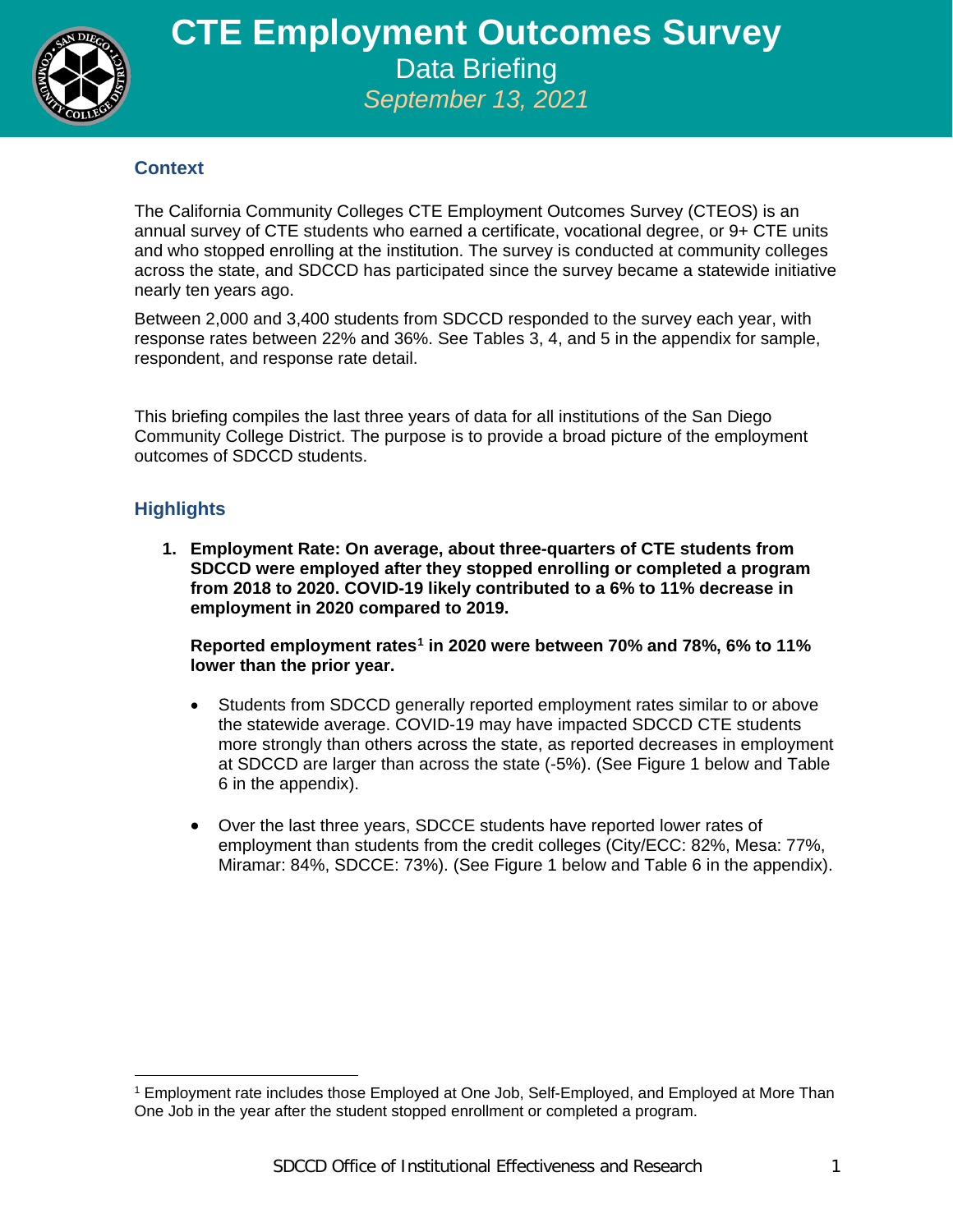# CTE Employment Outcomes Survey

## Data Briefing

*September 13, 2021*

### Context

The California Community Colleges CTE Employment Outcomes Survey (CTEOS) is an annual survey of CTE students who earned a certificate, vocational degree, or 9+ CTE units and who stopped enrolling at the institution. The survey is conducted at community colleges across the state, and SDCCD has participated since the survey became a statewide initiative nearly ten years ago.

Between 2,000 and 3,400 students from SDCCD responded to the survey each year, with response rates between 22% and 36%. See Tables 3, 4, and 5 in the appendix for sample, respondent, and response rate detail.

This briefing compiles the last three years of data for all institutions of the San Diego Community College District. The purpose is to provide a broad picture of the employment outcomes of SDCCD students.

### Highlights

1. **Employment Rate: On average, about three-quarters of CTE students from SDCCD were employed after they stopped enrolling or completed a program from 2018 to 2020. COVID-19 likely contributed to a 6% to 11% decrease in employment in 2020 compared to 2019.**

   **Reported employment rates[1] in 2020 were between 70% and 78%, 6% to 11% lower than the prior year.**

   - Students from SDCCD generally reported employment rates similar to or above the statewide average. COVID-19 may have impacted SDCCD CTE students more strongly than others across the state, as reported decreases in employment at SDCCD are larger than across the state (-5%). (See Figure 1 below and Table 6 in the appendix).

   - Over the last three years, SDCCE students have reported lower rates of employment than students from the credit colleges (City/ECC: 82%, Mesa: 77%, Miramar: 84%, SDCCE: 73%). (See Figure 1 below and Table 6 in the appendix).

[1] Employment rate includes those Employed at One Job, Self-Employed, and Employed at More Than One Job in the year after the student stopped enrollment or completed a program.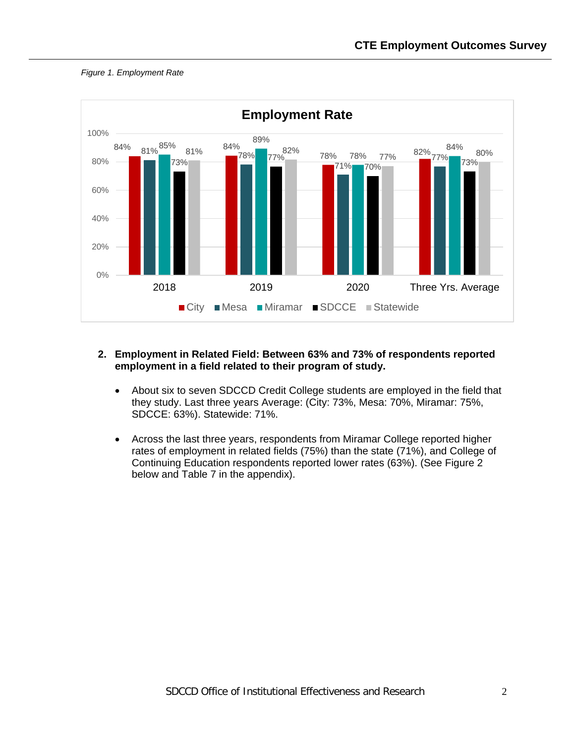*Figure 1. Employment Rate*

2. **Employment in Related Field: Between 63% and 73% of respondents reported employment in a field related to their program of study.**

   - About six to seven SDCCD Credit College students are employed in the field that they study. Last three years Average: (City: 73%, Mesa: 70%, Miramar: 75%, SDCCE: 63%). Statewide: 71%.

   - Across the last three years, respondents from Miramar College reported higher rates of employment in related fields (75%) than the state (71%), and College of Continuing Education respondents reported lower rates (63%). (See Figure 2 below and Table 7 in the appendix).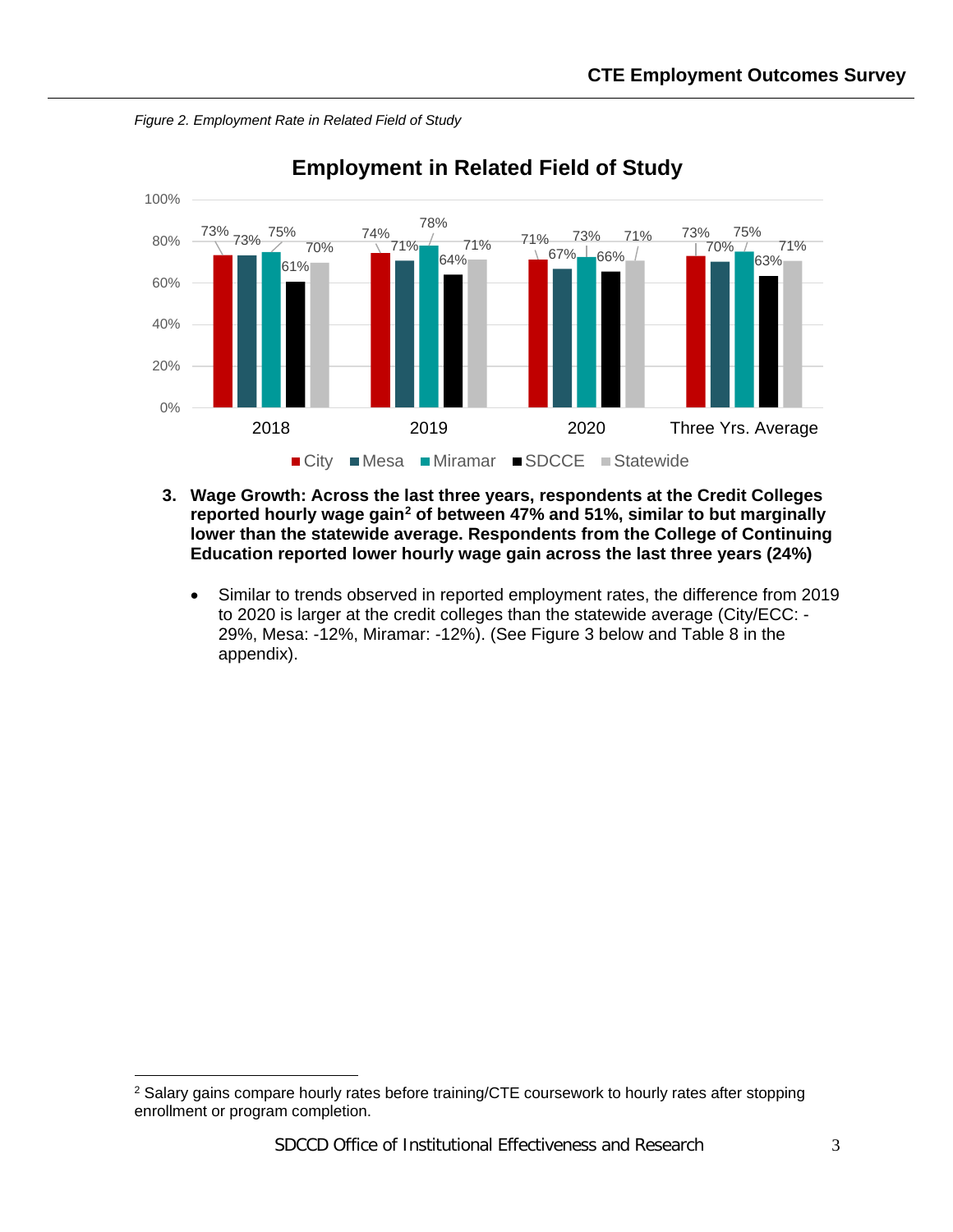*Figure 2. Employment Rate in Related Field of Study*

**Employment in Related Field of Study**

| | City | Mesa | Miramar | SDCCE | Statewide |
|---|---|---|---|---|---|
| 2018 | 73% | 73% | 75% | 61% | 70% |
| 2019 | 74% | 71% | 78% | 64% | 71% |
| 2020 | 71% | 67% | 73% | 66% | 71% |
| Three Yrs. Average | 73% | 70% | 75% | 63% | 71% |

3. **Wage Growth: Across the last three years, respondents at the Credit Colleges reported hourly wage gain[2] of between 47% and 51%, similar to but marginally lower than the statewide average. Respondents from the College of Continuing Education reported lower hourly wage gain across the last three years (24%)**

   - Similar to trends observed in reported employment rates, the difference from 2019 to 2020 is larger at the credit colleges than the statewide average (City/ECC: -29%, Mesa: -12%, Miramar: -12%). (See Figure 3 below and Table 8 in the appendix).

[2] Salary gains compare hourly rates before training/CTE coursework to hourly rates after stopping enrollment or program completion.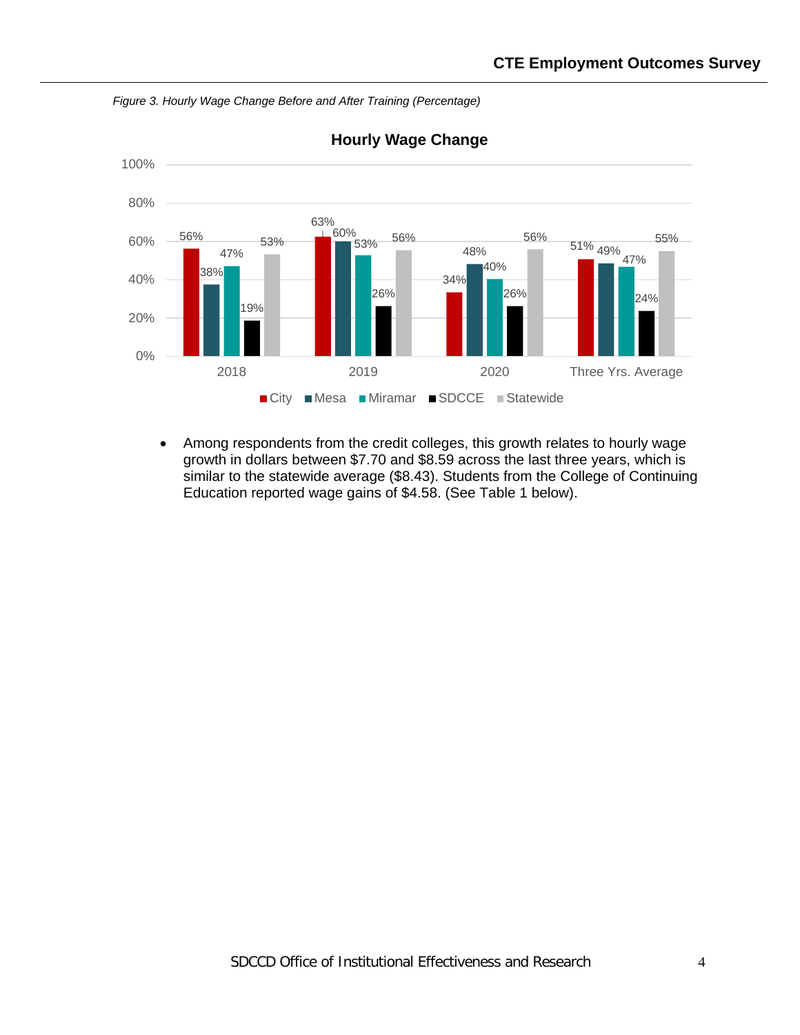*Figure 3. Hourly Wage Change Before and After Training (Percentage)*

**Hourly Wage Change**

| | City | Mesa | Miramar | SDCCE | Statewide |
|---|---|---|---|---|---|
| 2018 | 56% | 38% | 47% | 19% | 53% |
| 2019 | 63% | 60% | 53% | 26% | 56% |
| 2020 | 34% | 48% | 40% | 26% | 56% |
| Three Yrs. Average | 51% | 49% | 47% | 24% | 55% |

- Among respondents from the credit colleges, this growth relates to hourly wage growth in dollars between $7.70 and $8.59 across the last three years, which is similar to the statewide average ($8.43). Students from the College of Continuing Education reported wage gains of $4.58. (See Table 1 below).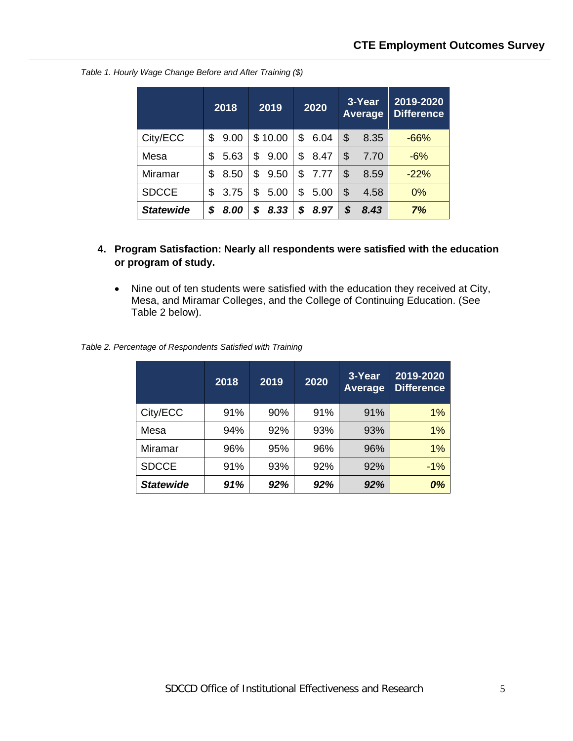*Table 1. Hourly Wage Change Before and After Training ($)*

| | 2018 | 2019 | 2020 | 3-Year Average | 2019-2020 Difference |
|---|---|---|---|---|---|
| City/ECC | $ 9.00 | $ 10.00 | $ 6.04 | $ 8.35 | -66% |
| Mesa | $ 5.63 | $ 9.00 | $ 8.47 | $ 7.70 | -6% |
| Miramar | $ 8.50 | $ 9.50 | $ 7.77 | $ 8.59 | -22% |
| SDCCE | $ 3.75 | $ 5.00 | $ 5.00 | $ 4.58 | 0% |
| ***Statewide*** | ***$ 8.00*** | ***$ 8.33*** | ***$ 8.97*** | ***$ 8.43*** | ***7%*** |

4. **Program Satisfaction: Nearly all respondents were satisfied with the education or program of study.**

   - Nine out of ten students were satisfied with the education they received at City, Mesa, and Miramar Colleges, and the College of Continuing Education. (See Table 2 below).

*Table 2. Percentage of Respondents Satisfied with Training*

| | 2018 | 2019 | 2020 | 3-Year Average | 2019-2020 Difference |
|---|---|---|---|---|---|
| City/ECC | 91% | 90% | 91% | 91% | 1% |
| Mesa | 94% | 92% | 93% | 93% | 1% |
| Miramar | 96% | 95% | 96% | 96% | 1% |
| SDCCE | 91% | 93% | 92% | 92% | -1% |
| ***Statewide*** | ***91%*** | ***92%*** | ***92%*** | ***92%*** | ***0%*** |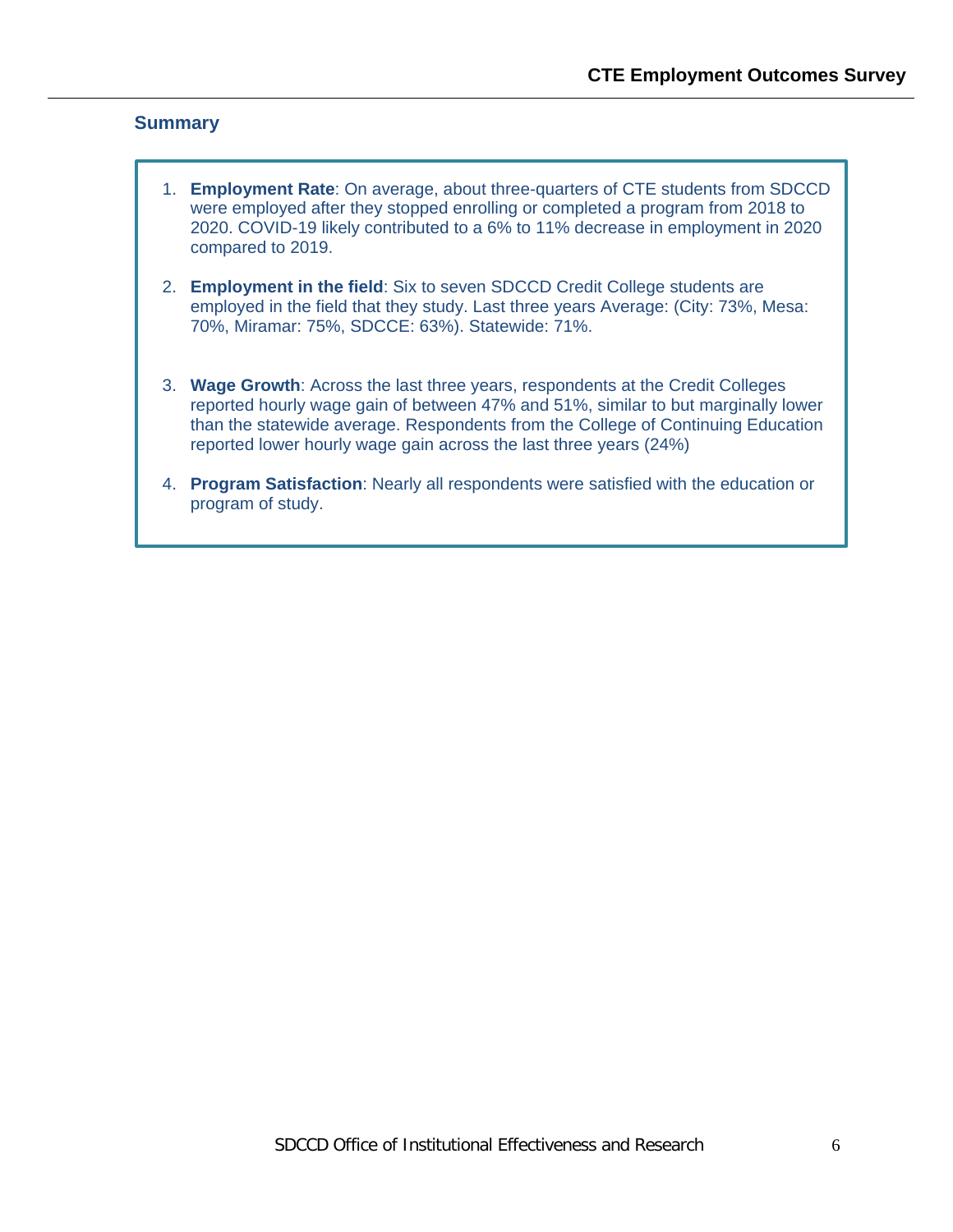## Summary

1. **Employment Rate**: On average, about three-quarters of CTE students from SDCCD were employed after they stopped enrolling or completed a program from 2018 to 2020. COVID-19 likely contributed to a 6% to 11% decrease in employment in 2020 compared to 2019.

2. **Employment in the field**: Six to seven SDCCD Credit College students are employed in the field that they study. Last three years Average: (City: 73%, Mesa: 70%, Miramar: 75%, SDCCE: 63%). Statewide: 71%.

3. **Wage Growth**: Across the last three years, respondents at the Credit Colleges reported hourly wage gain of between 47% and 51%, similar to but marginally lower than the statewide average. Respondents from the College of Continuing Education reported lower hourly wage gain across the last three years (24%)

4. **Program Satisfaction**: Nearly all respondents were satisfied with the education or program of study.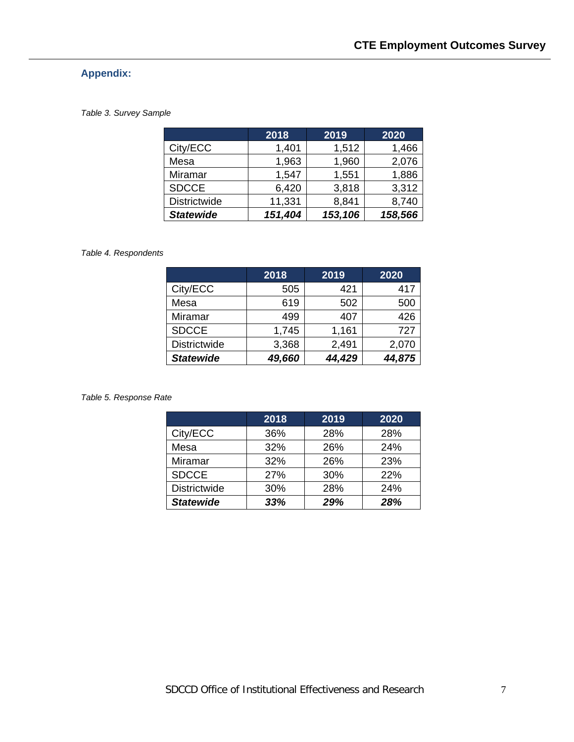## Appendix:

*Table 3. Survey Sample*

| | 2018 | 2019 | 2020 |
|---|---|---|---|
| City/ECC | 1,401 | 1,512 | 1,466 |
| Mesa | 1,963 | 1,960 | 2,076 |
| Miramar | 1,547 | 1,551 | 1,886 |
| SDCCE | 6,420 | 3,818 | 3,312 |
| Districtwide | 11,331 | 8,841 | 8,740 |
| ***Statewide*** | ***151,404*** | ***153,106*** | ***158,566*** |

*Table 4. Respondents*

| | 2018 | 2019 | 2020 |
|---|---|---|---|
| City/ECC | 505 | 421 | 417 |
| Mesa | 619 | 502 | 500 |
| Miramar | 499 | 407 | 426 |
| SDCCE | 1,745 | 1,161 | 727 |
| Districtwide | 3,368 | 2,491 | 2,070 |
| ***Statewide*** | ***49,660*** | ***44,429*** | ***44,875*** |

*Table 5. Response Rate*

| | 2018 | 2019 | 2020 |
|---|---|---|---|
| City/ECC | 36% | 28% | 28% |
| Mesa | 32% | 26% | 24% |
| Miramar | 32% | 26% | 23% |
| SDCCE | 27% | 30% | 22% |
| Districtwide | 30% | 28% | 24% |
| ***Statewide*** | ***33%*** | ***29%*** | ***28%*** |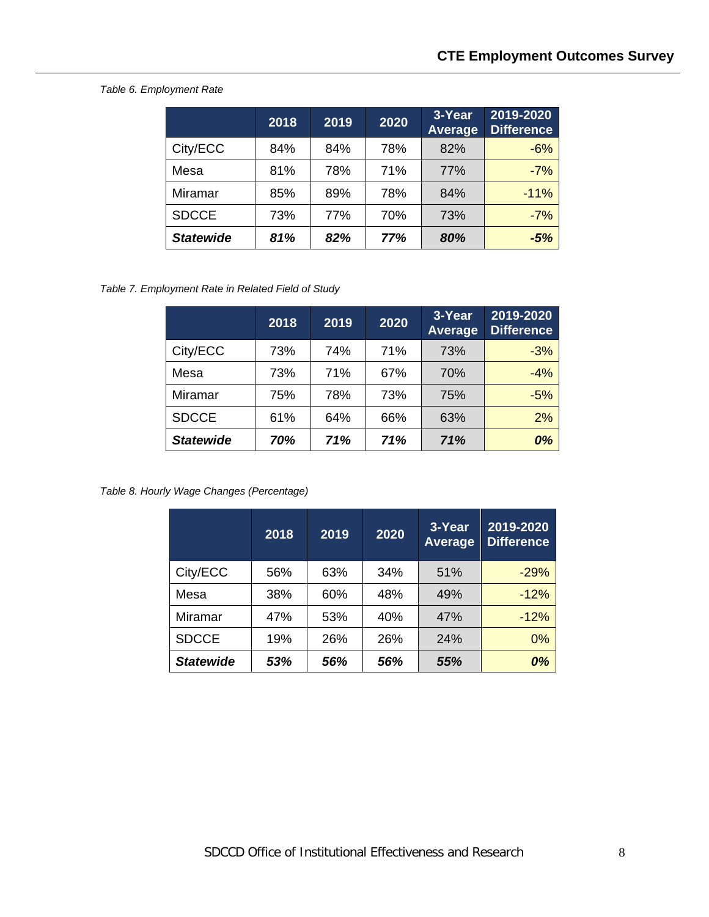*Table 6. Employment Rate*

| | 2018 | 2019 | 2020 | 3-Year Average | 2019-2020 Difference |
|---|---|---|---|---|---|
| City/ECC | 84% | 84% | 78% | 82% | -6% |
| Mesa | 81% | 78% | 71% | 77% | -7% |
| Miramar | 85% | 89% | 78% | 84% | -11% |
| SDCCE | 73% | 77% | 70% | 73% | -7% |
| ***Statewide*** | ***81%*** | ***82%*** | ***77%*** | ***80%*** | ***-5%*** |

*Table 7. Employment Rate in Related Field of Study*

| | 2018 | 2019 | 2020 | 3-Year Average | 2019-2020 Difference |
|---|---|---|---|---|---|
| City/ECC | 73% | 74% | 71% | 73% | -3% |
| Mesa | 73% | 71% | 67% | 70% | -4% |
| Miramar | 75% | 78% | 73% | 75% | -5% |
| SDCCE | 61% | 64% | 66% | 63% | 2% |
| ***Statewide*** | ***70%*** | ***71%*** | ***71%*** | ***71%*** | ***0%*** |

*Table 8. Hourly Wage Changes (Percentage)*

| | 2018 | 2019 | 2020 | 3-Year Average | 2019-2020 Difference |
|---|---|---|---|---|---|
| City/ECC | 56% | 63% | 34% | 51% | -29% |
| Mesa | 38% | 60% | 48% | 49% | -12% |
| Miramar | 47% | 53% | 40% | 47% | -12% |
| SDCCE | 19% | 26% | 26% | 24% | 0% |
| ***Statewide*** | ***53%*** | ***56%*** | ***56%*** | ***55%*** | ***0%*** |